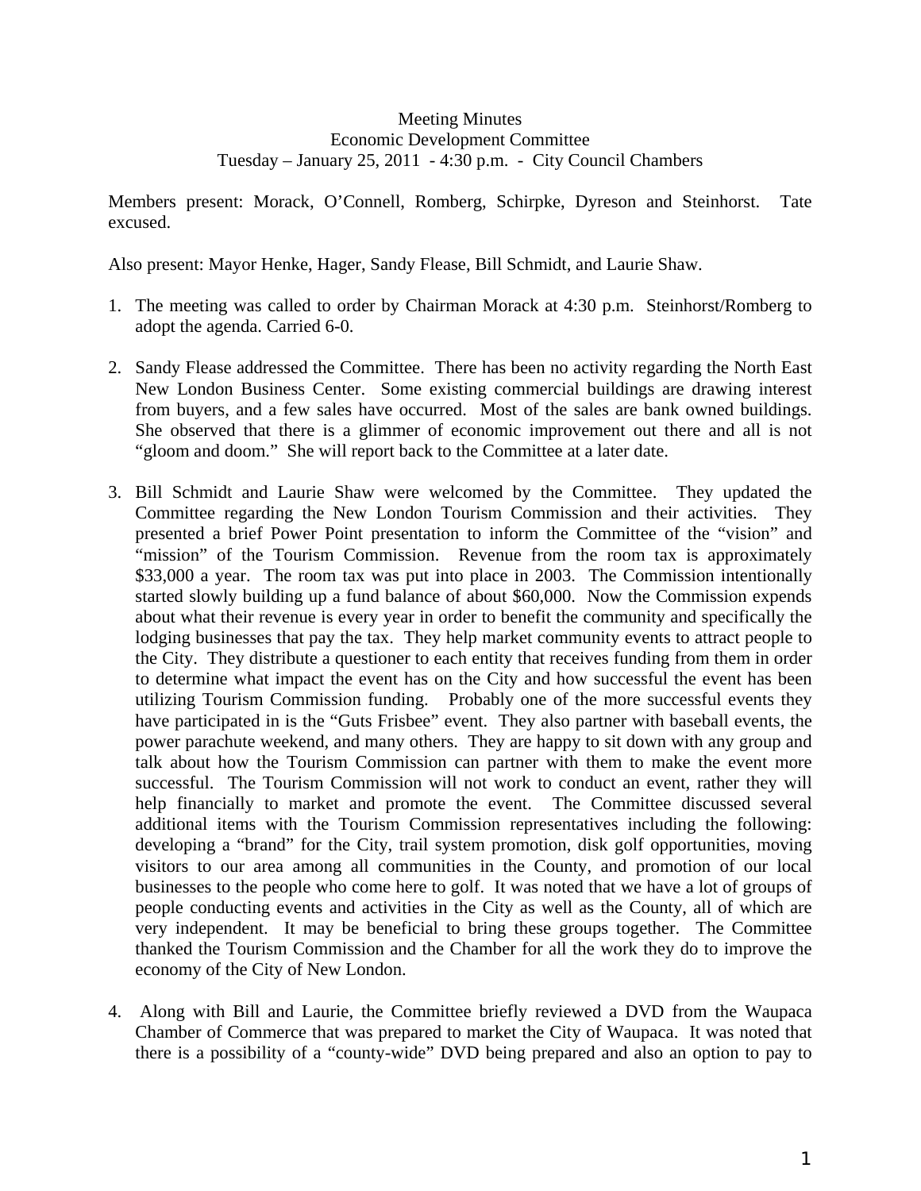Meeting Minutes
Economic Development Committee
Tuesday – January 25, 2011 - 4:30 p.m. - City Council Chambers

Members present: Morack, O'Connell, Romberg, Schirpke, Dyreson and Steinhorst. Tate excused.

Also present: Mayor Henke, Hager, Sandy Flease, Bill Schmidt, and Laurie Shaw.

1. The meeting was called to order by Chairman Morack at 4:30 p.m. Steinhorst/Romberg to adopt the agenda. Carried 6-0.

2. Sandy Flease addressed the Committee. There has been no activity regarding the North East New London Business Center. Some existing commercial buildings are drawing interest from buyers, and a few sales have occurred. Most of the sales are bank owned buildings. She observed that there is a glimmer of economic improvement out there and all is not "gloom and doom." She will report back to the Committee at a later date.

3. Bill Schmidt and Laurie Shaw were welcomed by the Committee. They updated the Committee regarding the New London Tourism Commission and their activities. They presented a brief Power Point presentation to inform the Committee of the "vision" and "mission" of the Tourism Commission. Revenue from the room tax is approximately $33,000 a year. The room tax was put into place in 2003. The Commission intentionally started slowly building up a fund balance of about $60,000. Now the Commission expends about what their revenue is every year in order to benefit the community and specifically the lodging businesses that pay the tax. They help market community events to attract people to the City. They distribute a questioner to each entity that receives funding from them in order to determine what impact the event has on the City and how successful the event has been utilizing Tourism Commission funding. Probably one of the more successful events they have participated in is the "Guts Frisbee" event. They also partner with baseball events, the power parachute weekend, and many others. They are happy to sit down with any group and talk about how the Tourism Commission can partner with them to make the event more successful. The Tourism Commission will not work to conduct an event, rather they will help financially to market and promote the event. The Committee discussed several additional items with the Tourism Commission representatives including the following: developing a "brand" for the City, trail system promotion, disk golf opportunities, moving visitors to our area among all communities in the County, and promotion of our local businesses to the people who come here to golf. It was noted that we have a lot of groups of people conducting events and activities in the City as well as the County, all of which are very independent. It may be beneficial to bring these groups together. The Committee thanked the Tourism Commission and the Chamber for all the work they do to improve the economy of the City of New London.

4. Along with Bill and Laurie, the Committee briefly reviewed a DVD from the Waupaca Chamber of Commerce that was prepared to market the City of Waupaca. It was noted that there is a possibility of a "county-wide" DVD being prepared and also an option to pay to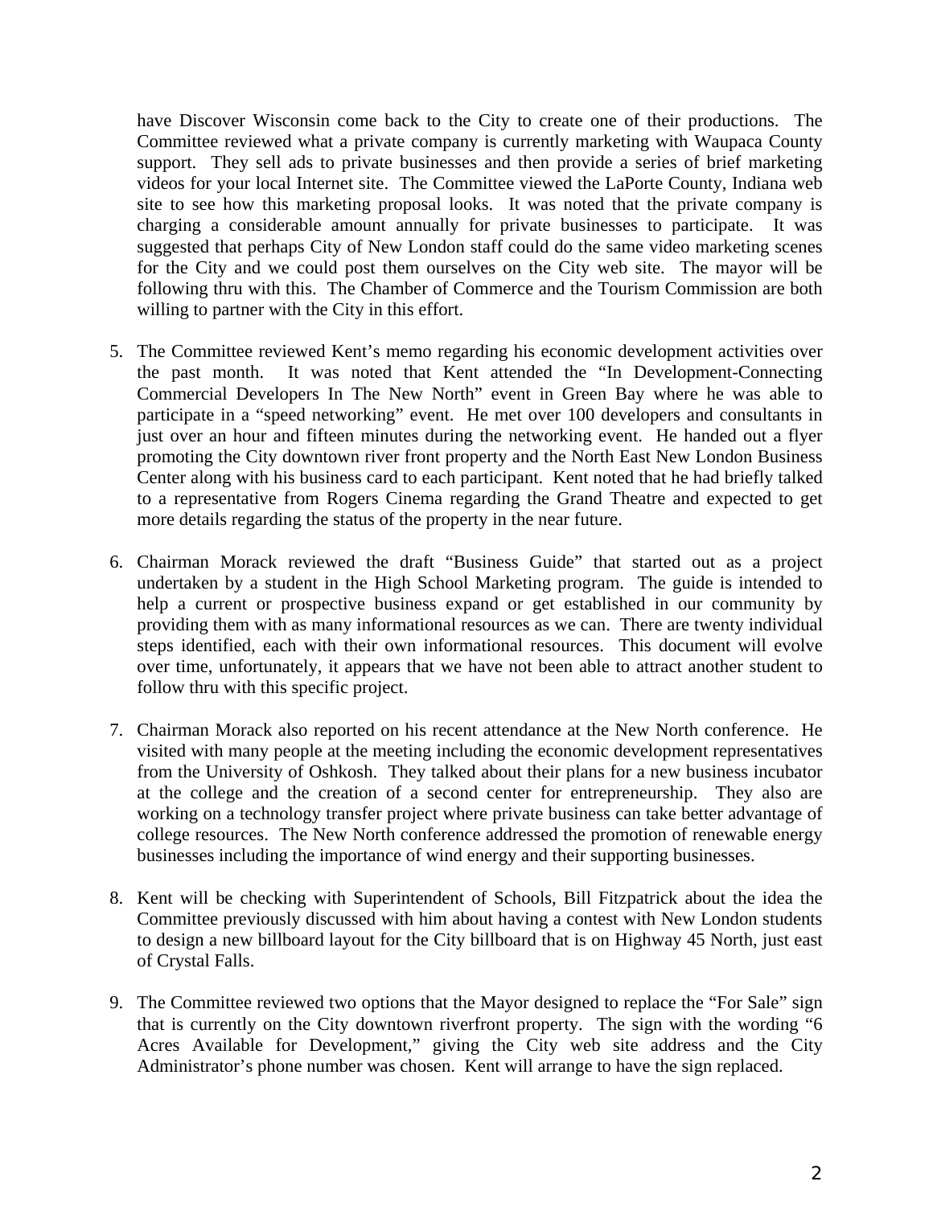have Discover Wisconsin come back to the City to create one of their productions. The Committee reviewed what a private company is currently marketing with Waupaca County support. They sell ads to private businesses and then provide a series of brief marketing videos for your local Internet site. The Committee viewed the LaPorte County, Indiana web site to see how this marketing proposal looks. It was noted that the private company is charging a considerable amount annually for private businesses to participate. It was suggested that perhaps City of New London staff could do the same video marketing scenes for the City and we could post them ourselves on the City web site. The mayor will be following thru with this. The Chamber of Commerce and the Tourism Commission are both willing to partner with the City in this effort.

5. The Committee reviewed Kent's memo regarding his economic development activities over the past month. It was noted that Kent attended the "In Development-Connecting Commercial Developers In The New North" event in Green Bay where he was able to participate in a "speed networking" event. He met over 100 developers and consultants in just over an hour and fifteen minutes during the networking event. He handed out a flyer promoting the City downtown river front property and the North East New London Business Center along with his business card to each participant. Kent noted that he had briefly talked to a representative from Rogers Cinema regarding the Grand Theatre and expected to get more details regarding the status of the property in the near future.

6. Chairman Morack reviewed the draft "Business Guide" that started out as a project undertaken by a student in the High School Marketing program. The guide is intended to help a current or prospective business expand or get established in our community by providing them with as many informational resources as we can. There are twenty individual steps identified, each with their own informational resources. This document will evolve over time, unfortunately, it appears that we have not been able to attract another student to follow thru with this specific project.

7. Chairman Morack also reported on his recent attendance at the New North conference. He visited with many people at the meeting including the economic development representatives from the University of Oshkosh. They talked about their plans for a new business incubator at the college and the creation of a second center for entrepreneurship. They also are working on a technology transfer project where private business can take better advantage of college resources. The New North conference addressed the promotion of renewable energy businesses including the importance of wind energy and their supporting businesses.

8. Kent will be checking with Superintendent of Schools, Bill Fitzpatrick about the idea the Committee previously discussed with him about having a contest with New London students to design a new billboard layout for the City billboard that is on Highway 45 North, just east of Crystal Falls.

9. The Committee reviewed two options that the Mayor designed to replace the "For Sale" sign that is currently on the City downtown riverfront property. The sign with the wording "6 Acres Available for Development," giving the City web site address and the City Administrator's phone number was chosen. Kent will arrange to have the sign replaced.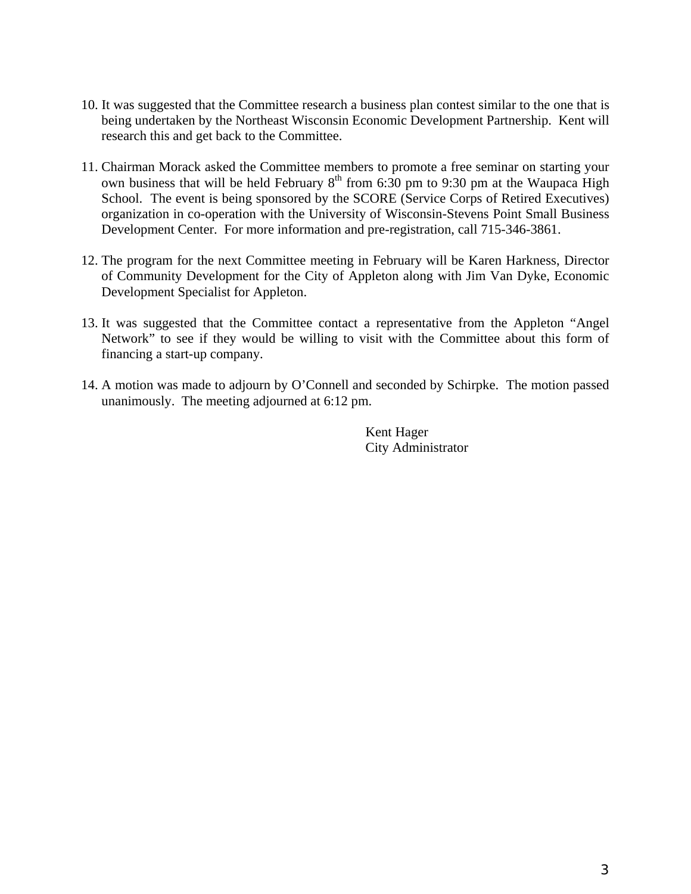10. It was suggested that the Committee research a business plan contest similar to the one that is being undertaken by the Northeast Wisconsin Economic Development Partnership. Kent will research this and get back to the Committee.

11. Chairman Morack asked the Committee members to promote a free seminar on starting your own business that will be held February 8th from 6:30 pm to 9:30 pm at the Waupaca High School. The event is being sponsored by the SCORE (Service Corps of Retired Executives) organization in co-operation with the University of Wisconsin-Stevens Point Small Business Development Center. For more information and pre-registration, call 715-346-3861.

12. The program for the next Committee meeting in February will be Karen Harkness, Director of Community Development for the City of Appleton along with Jim Van Dyke, Economic Development Specialist for Appleton.

13. It was suggested that the Committee contact a representative from the Appleton "Angel Network" to see if they would be willing to visit with the Committee about this form of financing a start-up company.

14. A motion was made to adjourn by O'Connell and seconded by Schirpke. The motion passed unanimously. The meeting adjourned at 6:12 pm.

Kent Hager
City Administrator